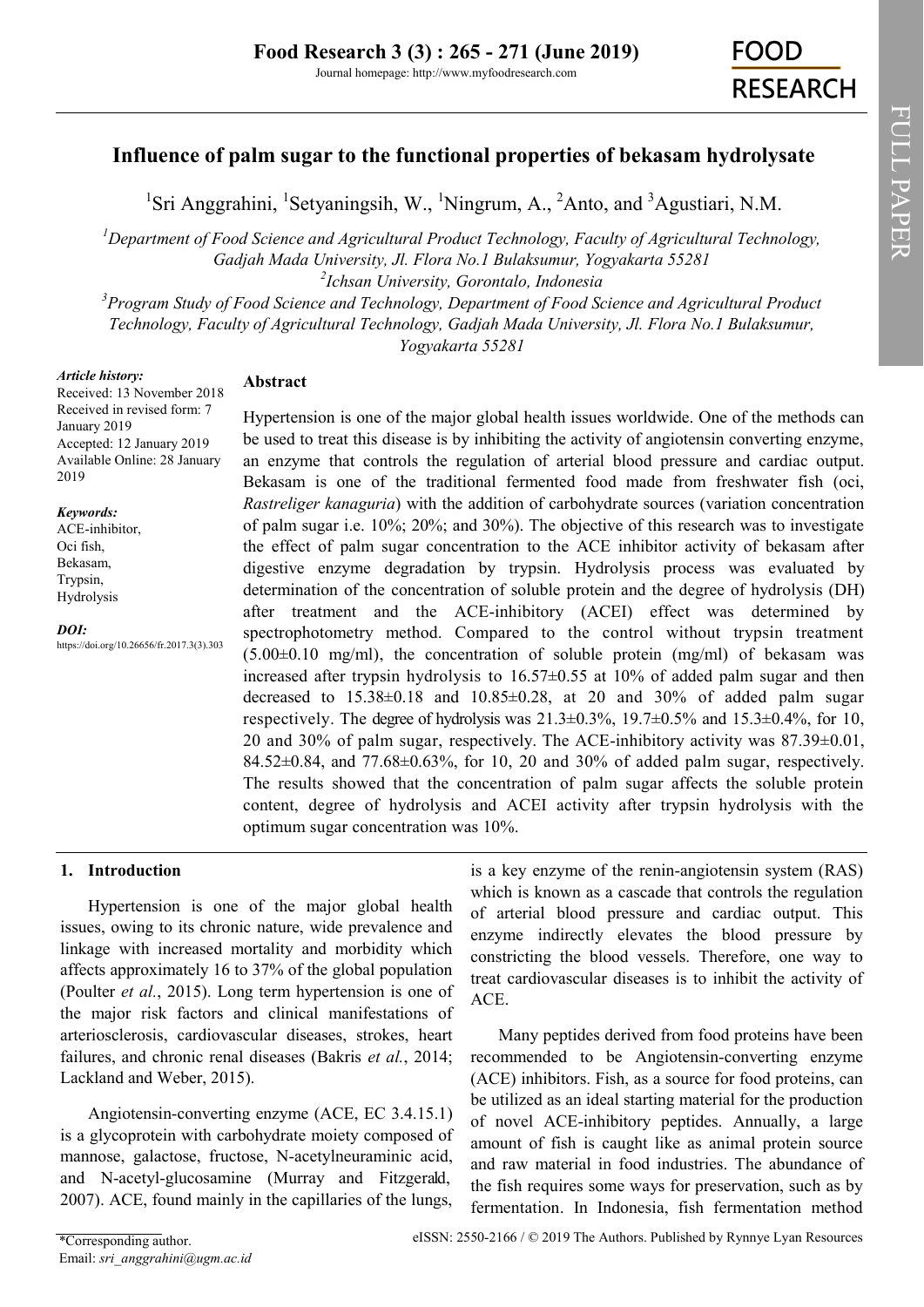# Influence of palm sugar to the functional properties of bekasam hydrolysate

[1]Sri Anggrahini, [1]Setyaningsih, W., [1]Ningrum, A., [2]Anto, and [3]Agustiari, N.M.

[1]*Department of Food Science and Agricultural Product Technology, Faculty of Agricultural Technology, Gadjah Mada University, Jl. Flora No.1 Bulaksumur, Yogyakarta 55281*
[2]*Ichsan University, Gorontalo, Indonesia*
[3]*Program Study of Food Science and Technology, Department of Food Science and Agricultural Product Technology, Faculty of Agricultural Technology, Gadjah Mada University, Jl. Flora No.1 Bulaksumur, Yogyakarta 55281*

***Article history:***
Received: 13 November 2018
Received in revised form: 7 January 2019
Accepted: 12 January 2019
Available Online: 28 January 2019

***Keywords:***
ACE-inhibitor,
Oci fish,
Bekasam,
Trypsin,
Hydrolysis

***DOI:***
https://doi.org/10.26656/fr.2017.3(3).303

## Abstract

Hypertension is one of the major global health issues worldwide. One of the methods can be used to treat this disease is by inhibiting the activity of angiotensin converting enzyme, an enzyme that controls the regulation of arterial blood pressure and cardiac output. Bekasam is one of the traditional fermented food made from freshwater fish (oci, *Rastreliger kanaguria*) with the addition of carbohydrate sources (variation concentration of palm sugar i.e. 10%; 20%; and 30%). The objective of this research was to investigate the effect of palm sugar concentration to the ACE inhibitor activity of bekasam after digestive enzyme degradation by trypsin. Hydrolysis process was evaluated by determination of the concentration of soluble protein and the degree of hydrolysis (DH) after treatment and the ACE-inhibitory (ACEI) effect was determined by spectrophotometry method. Compared to the control without trypsin treatment (5.00±0.10 mg/ml), the concentration of soluble protein (mg/ml) of bekasam was increased after trypsin hydrolysis to 16.57±0.55 at 10% of added palm sugar and then decreased to 15.38±0.18 and 10.85±0.28, at 20 and 30% of added palm sugar respectively. The degree of hydrolysis was 21.3±0.3%, 19.7±0.5% and 15.3±0.4%, for 10, 20 and 30% of palm sugar, respectively. The ACE-inhibitory activity was 87.39±0.01, 84.52±0.84, and 77.68±0.63%, for 10, 20 and 30% of added palm sugar, respectively. The results showed that the concentration of palm sugar affects the soluble protein content, degree of hydrolysis and ACEI activity after trypsin hydrolysis with the optimum sugar concentration was 10%.

## 1. Introduction

Hypertension is one of the major global health issues, owing to its chronic nature, wide prevalence and linkage with increased mortality and morbidity which affects approximately 16 to 37% of the global population (Poulter *et al.*, 2015). Long term hypertension is one of the major risk factors and clinical manifestations of arteriosclerosis, cardiovascular diseases, strokes, heart failures, and chronic renal diseases (Bakris *et al.*, 2014; Lackland and Weber, 2015).

Angiotensin-converting enzyme (ACE, EC 3.4.15.1) is a glycoprotein with carbohydrate moiety composed of mannose, galactose, fructose, N-acetylneuraminic acid, and N-acetyl-glucosamine (Murray and Fitzgerald, 2007). ACE, found mainly in the capillaries of the lungs, is a key enzyme of the renin-angiotensin system (RAS) which is known as a cascade that controls the regulation of arterial blood pressure and cardiac output. This enzyme indirectly elevates the blood pressure by constricting the blood vessels. Therefore, one way to treat cardiovascular diseases is to inhibit the activity of ACE.

Many peptides derived from food proteins have been recommended to be Angiotensin-converting enzyme (ACE) inhibitors. Fish, as a source for food proteins, can be utilized as an ideal starting material for the production of novel ACE-inhibitory peptides. Annually, a large amount of fish is caught like as animal protein source and raw material in food industries. The abundance of the fish requires some ways for preservation, such as by fermentation. In Indonesia, fish fermentation method

*Corresponding author.
Email: *sri_anggrahini@ugm.ac.id*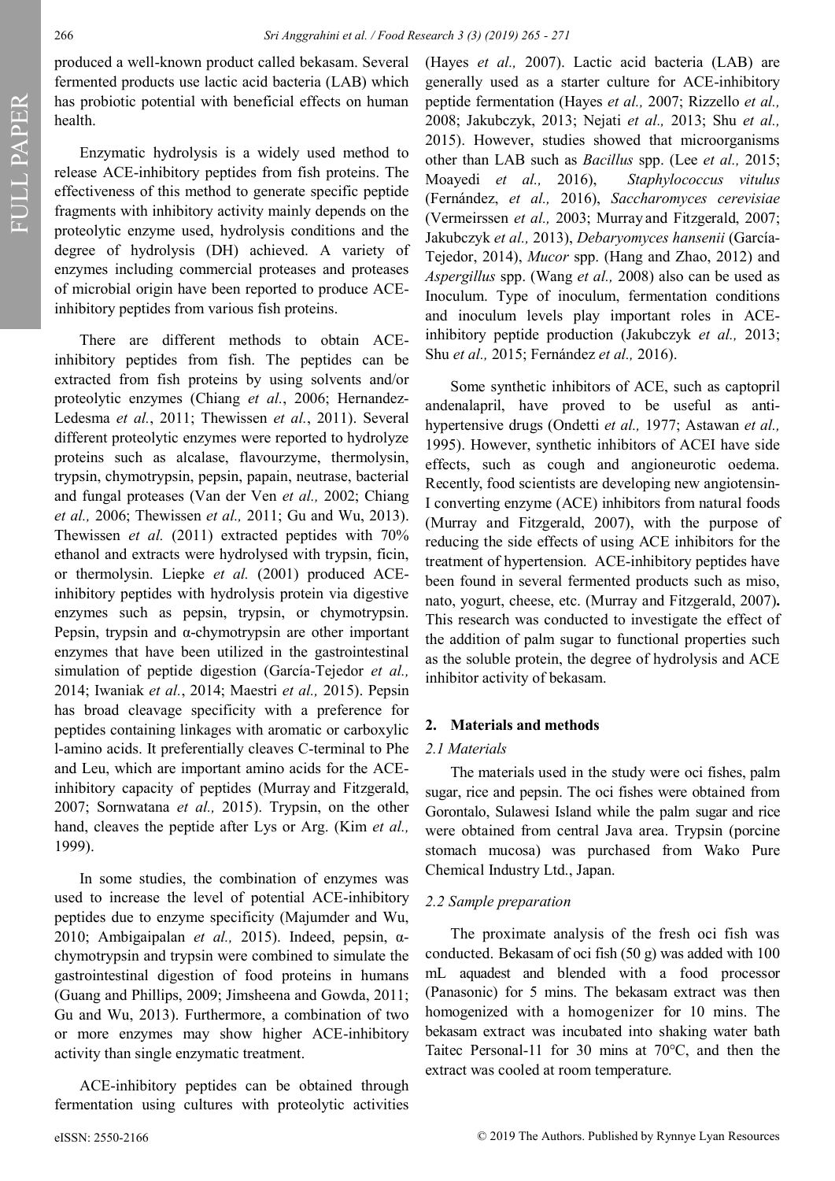produced a well-known product called bekasam. Several fermented products use lactic acid bacteria (LAB) which has probiotic potential with beneficial effects on human health.

Enzymatic hydrolysis is a widely used method to release ACE-inhibitory peptides from fish proteins. The effectiveness of this method to generate specific peptide fragments with inhibitory activity mainly depends on the proteolytic enzyme used, hydrolysis conditions and the degree of hydrolysis (DH) achieved. A variety of enzymes including commercial proteases and proteases of microbial origin have been reported to produce ACE-inhibitory peptides from various fish proteins.

There are different methods to obtain ACE-inhibitory peptides from fish. The peptides can be extracted from fish proteins by using solvents and/or proteolytic enzymes (Chiang *et al.*, 2006; Hernandez-Ledesma *et al.*, 2011; Thewissen *et al.*, 2011). Several different proteolytic enzymes were reported to hydrolyze proteins such as alcalase, flavourzyme, thermolysin, trypsin, chymotrypsin, pepsin, papain, neutrase, bacterial and fungal proteases (Van der Ven *et al.,* 2002; Chiang *et al.,* 2006; Thewissen *et al.,* 2011; Gu and Wu, 2013). Thewissen *et al.* (2011) extracted peptides with 70% ethanol and extracts were hydrolysed with trypsin, ficin, or thermolysin. Liepke *et al.* (2001) produced ACE-inhibitory peptides with hydrolysis protein via digestive enzymes such as pepsin, trypsin, or chymotrypsin. Pepsin, trypsin and α-chymotrypsin are other important enzymes that have been utilized in the gastrointestinal simulation of peptide digestion (García-Tejedor *et al.,* 2014; Iwaniak *et al.*, 2014; Maestri *et al.,* 2015). Pepsin has broad cleavage specificity with a preference for peptides containing linkages with aromatic or carboxylic l-amino acids. It preferentially cleaves C-terminal to Phe and Leu, which are important amino acids for the ACE-inhibitory capacity of peptides (Murray and Fitzgerald, 2007; Sornwatana *et al.,* 2015). Trypsin, on the other hand, cleaves the peptide after Lys or Arg. (Kim *et al.,* 1999).

In some studies, the combination of enzymes was used to increase the level of potential ACE-inhibitory peptides due to enzyme specificity (Majumder and Wu, 2010; Ambigaipalan *et al.,* 2015). Indeed, pepsin, α-chymotrypsin and trypsin were combined to simulate the gastrointestinal digestion of food proteins in humans (Guang and Phillips, 2009; Jimsheena and Gowda, 2011; Gu and Wu, 2013). Furthermore, a combination of two or more enzymes may show higher ACE-inhibitory activity than single enzymatic treatment.

ACE-inhibitory peptides can be obtained through fermentation using cultures with proteolytic activities (Hayes *et al.,* 2007). Lactic acid bacteria (LAB) are generally used as a starter culture for ACE-inhibitory peptide fermentation (Hayes *et al.,* 2007; Rizzello *et al.,* 2008; Jakubczyk, 2013; Nejati *et al.,* 2013; Shu *et al.,* 2015). However, studies showed that microorganisms other than LAB such as *Bacillus* spp. (Lee *et al.,* 2015; Moayedi *et al.,* 2016), *Staphylococcus vitulus* (Fernández, *et al.,* 2016), *Saccharomyces cerevisiae* (Vermeirssen *et al.,* 2003; Murray and Fitzgerald, 2007; Jakubczyk *et al.,* 2013), *Debaryomyces hansenii* (García-Tejedor, 2014), *Mucor* spp. (Hang and Zhao, 2012) and *Aspergillus* spp. (Wang *et al.,* 2008) also can be used as Inoculum. Type of inoculum, fermentation conditions and inoculum levels play important roles in ACE-inhibitory peptide production (Jakubczyk *et al.,* 2013; Shu *et al.,* 2015; Fernández *et al.,* 2016).

Some synthetic inhibitors of ACE, such as captopril andenalapril, have proved to be useful as anti-hypertensive drugs (Ondetti *et al.,* 1977; Astawan *et al.,* 1995). However, synthetic inhibitors of ACEI have side effects, such as cough and angioneurotic oedema. Recently, food scientists are developing new angiotensin-I converting enzyme (ACE) inhibitors from natural foods (Murray and Fitzgerald, 2007), with the purpose of reducing the side effects of using ACE inhibitors for the treatment of hypertension. ACE-inhibitory peptides have been found in several fermented products such as miso, nato, yogurt, cheese, etc. (Murray and Fitzgerald, 2007). This research was conducted to investigate the effect of the addition of palm sugar to functional properties such as the soluble protein, the degree of hydrolysis and ACE inhibitor activity of bekasam.

## 2. Materials and methods

### 2.1 Materials

The materials used in the study were oci fishes, palm sugar, rice and pepsin. The oci fishes were obtained from Gorontalo, Sulawesi Island while the palm sugar and rice were obtained from central Java area. Trypsin (porcine stomach mucosa) was purchased from Wako Pure Chemical Industry Ltd., Japan.

### 2.2 Sample preparation

The proximate analysis of the fresh oci fish was conducted. Bekasam of oci fish (50 g) was added with 100 mL aquadest and blended with a food processor (Panasonic) for 5 mins. The bekasam extract was then homogenized with a homogenizer for 10 mins. The bekasam extract was incubated into shaking water bath Taitec Personal-11 for 30 mins at 70°C, and then the extract was cooled at room temperature.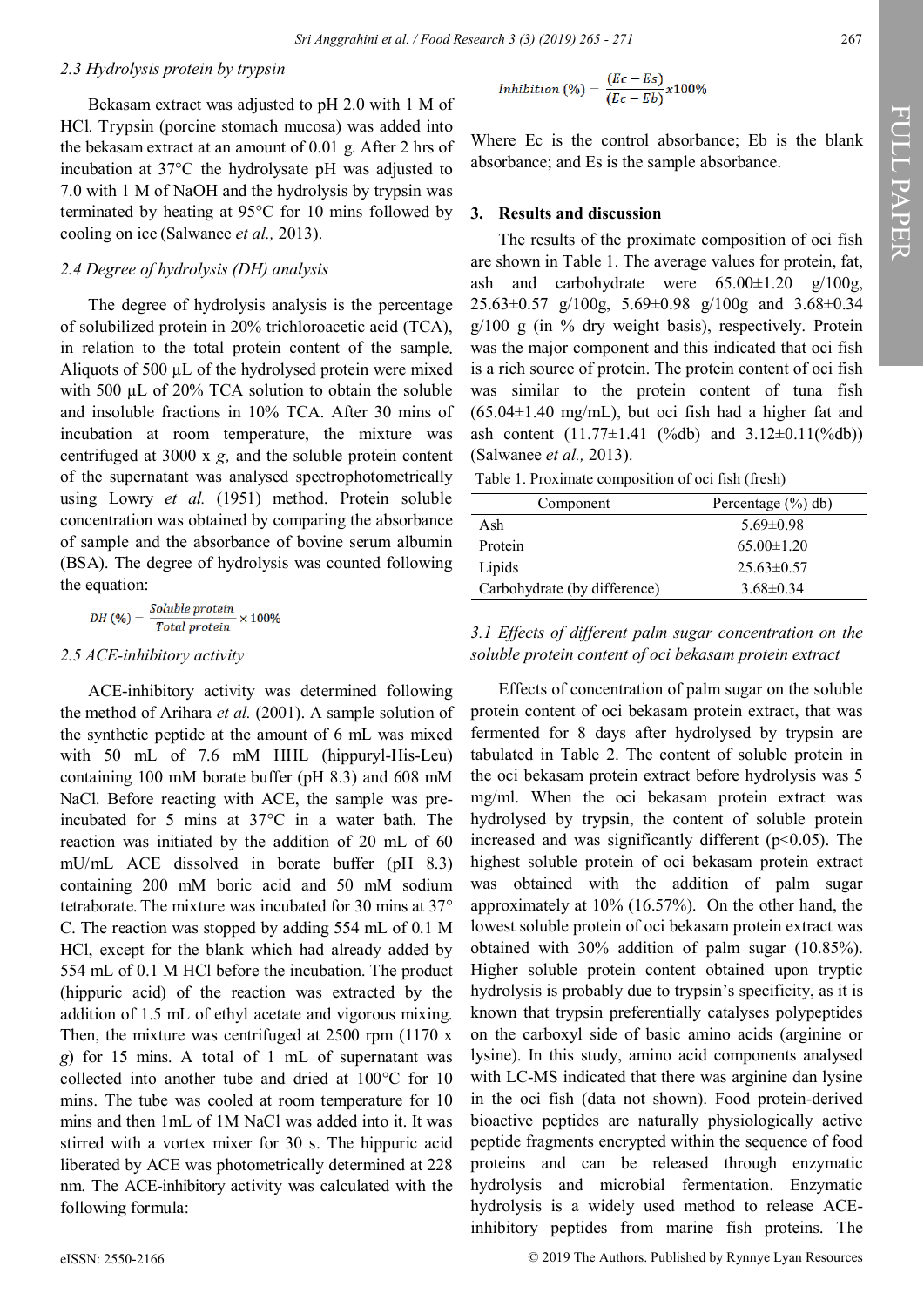### 2.3 Hydrolysis protein by trypsin

Bekasam extract was adjusted to pH 2.0 with 1 M of HCl. Trypsin (porcine stomach mucosa) was added into the bekasam extract at an amount of 0.01 g. After 2 hrs of incubation at 37°C the hydrolysate pH was adjusted to 7.0 with 1 M of NaOH and the hydrolysis by trypsin was terminated by heating at 95°C for 10 mins followed by cooling on ice (Salwanee *et al.,* 2013).

### 2.4 Degree of hydrolysis (DH) analysis

The degree of hydrolysis analysis is the percentage of solubilized protein in 20% trichloroacetic acid (TCA), in relation to the total protein content of the sample. Aliquots of 500 µL of the hydrolysed protein were mixed with 500 µL of 20% TCA solution to obtain the soluble and insoluble fractions in 10% TCA. After 30 mins of incubation at room temperature, the mixture was centrifuged at 3000 x *g,* and the soluble protein content of the supernatant was analysed spectrophotometrically using Lowry *et al.* (1951) method. Protein soluble concentration was obtained by comparing the absorbance of sample and the absorbance of bovine serum albumin (BSA). The degree of hydrolysis was counted following the equation:

$$DH\ (\%) = \frac{Soluble\ protein}{Total\ protein} \times 100\%$$

### 2.5 ACE-inhibitory activity

ACE-inhibitory activity was determined following the method of Arihara *et al.* (2001). A sample solution of the synthetic peptide at the amount of 6 mL was mixed with 50 mL of 7.6 mM HHL (hippuryl-His-Leu) containing 100 mM borate buffer (pH 8.3) and 608 mM NaCl. Before reacting with ACE, the sample was pre-incubated for 5 mins at 37°C in a water bath. The reaction was initiated by the addition of 20 mL of 60 mU/mL ACE dissolved in borate buffer (pH 8.3) containing 200 mM boric acid and 50 mM sodium tetraborate. The mixture was incubated for 30 mins at 37° C. The reaction was stopped by adding 554 mL of 0.1 M HCl, except for the blank which had already added by 554 mL of 0.1 M HCl before the incubation. The product (hippuric acid) of the reaction was extracted by the addition of 1.5 mL of ethyl acetate and vigorous mixing. Then, the mixture was centrifuged at 2500 rpm (1170 x *g*) for 15 mins. A total of 1 mL of supernatant was collected into another tube and dried at 100°C for 10 mins. The tube was cooled at room temperature for 10 mins and then 1mL of 1M NaCl was added into it. It was stirred with a vortex mixer for 30 s. The hippuric acid liberated by ACE was photometrically determined at 228 nm. The ACE-inhibitory activity was calculated with the following formula:

$$Inhibition\ (\%) = \frac{(Ec - Es)}{(Ec - Eb)} x100\%$$

Where Ec is the control absorbance; Eb is the blank absorbance; and Es is the sample absorbance.

## 3. Results and discussion

The results of the proximate composition of oci fish are shown in Table 1. The average values for protein, fat, ash and carbohydrate were 65.00±1.20 g/100g, 25.63±0.57 g/100g, 5.69±0.98 g/100g and 3.68±0.34 g/100 g (in % dry weight basis), respectively. Protein was the major component and this indicated that oci fish is a rich source of protein. The protein content of oci fish was similar to the protein content of tuna fish (65.04±1.40 mg/mL), but oci fish had a higher fat and ash content (11.77±1.41 (%db) and 3.12±0.11(%db)) (Salwanee *et al.,* 2013).

Table 1. Proximate composition of oci fish (fresh)

| Component | Percentage (%) db) |
|---|---|
| Ash | 5.69±0.98 |
| Protein | 65.00±1.20 |
| Lipids | 25.63±0.57 |
| Carbohydrate (by difference) | 3.68±0.34 |

### 3.1 Effects of different palm sugar concentration on the soluble protein content of oci bekasam protein extract

Effects of concentration of palm sugar on the soluble protein content of oci bekasam protein extract, that was fermented for 8 days after hydrolysed by trypsin are tabulated in Table 2. The content of soluble protein in the oci bekasam protein extract before hydrolysis was 5 mg/ml. When the oci bekasam protein extract was hydrolysed by trypsin, the content of soluble protein increased and was significantly different ($p<0.05$). The highest soluble protein of oci bekasam protein extract was obtained with the addition of palm sugar approximately at 10% (16.57%). On the other hand, the lowest soluble protein of oci bekasam protein extract was obtained with 30% addition of palm sugar (10.85%). Higher soluble protein content obtained upon tryptic hydrolysis is probably due to trypsin's specificity, as it is known that trypsin preferentially catalyses polypeptides on the carboxyl side of basic amino acids (arginine or lysine). In this study, amino acid components analysed with LC-MS indicated that there was arginine dan lysine in the oci fish (data not shown). Food protein-derived bioactive peptides are naturally physiologically active peptide fragments encrypted within the sequence of food proteins and can be released through enzymatic hydrolysis and microbial fermentation. Enzymatic hydrolysis is a widely used method to release ACE-inhibitory peptides from marine fish proteins. The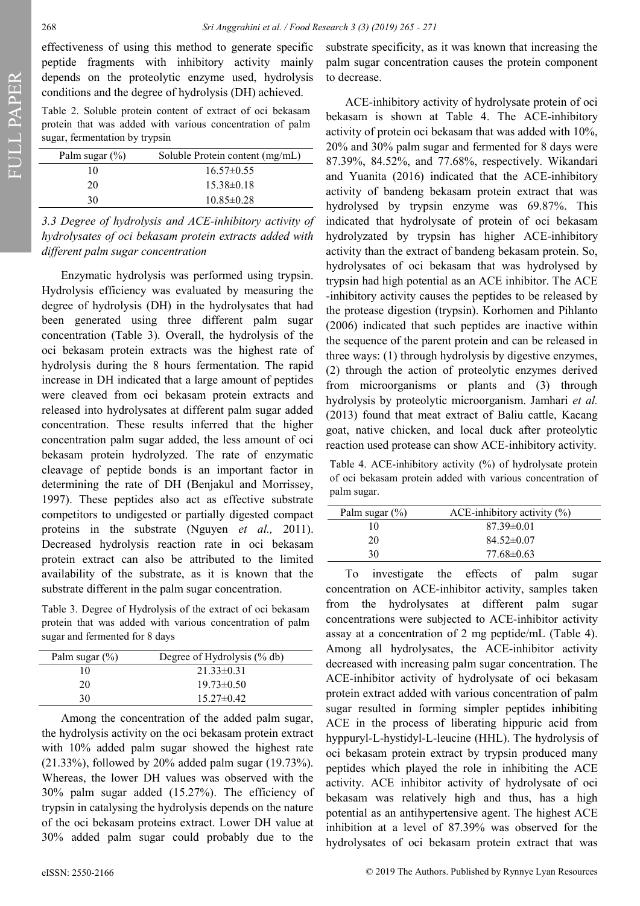effectiveness of using this method to generate specific peptide fragments with inhibitory activity mainly depends on the proteolytic enzyme used, hydrolysis conditions and the degree of hydrolysis (DH) achieved.

Table 2. Soluble protein content of extract of oci bekasam protein that was added with various concentration of palm sugar, fermentation by trypsin

| Palm sugar (%) | Soluble Protein content (mg/mL) |
|---|---|
| 10 | 16.57±0.55 |
| 20 | 15.38±0.18 |
| 30 | 10.85±0.28 |

### *3.3 Degree of hydrolysis and ACE-inhibitory activity of hydrolysates of oci bekasam protein extracts added with different palm sugar concentration*

Enzymatic hydrolysis was performed using trypsin. Hydrolysis efficiency was evaluated by measuring the degree of hydrolysis (DH) in the hydrolysates that had been generated using three different palm sugar concentration (Table 3). Overall, the hydrolysis of the oci bekasam protein extracts was the highest rate of hydrolysis during the 8 hours fermentation. The rapid increase in DH indicated that a large amount of peptides were cleaved from oci bekasam protein extracts and released into hydrolysates at different palm sugar added concentration. These results inferred that the higher concentration palm sugar added, the less amount of oci bekasam protein hydrolyzed. The rate of enzymatic cleavage of peptide bonds is an important factor in determining the rate of DH (Benjakul and Morrissey, 1997). These peptides also act as effective substrate competitors to undigested or partially digested compact proteins in the substrate (Nguyen *et al.,* 2011). Decreased hydrolysis reaction rate in oci bekasam protein extract can also be attributed to the limited availability of the substrate, as it is known that the substrate different in the palm sugar concentration.

Table 3. Degree of Hydrolysis of the extract of oci bekasam protein that was added with various concentration of palm sugar and fermented for 8 days

| Palm sugar (%) | Degree of Hydrolysis (% db) |
|---|---|
| 10 | 21.33±0.31 |
| 20 | 19.73±0.50 |
| 30 | 15.27±0.42 |

Among the concentration of the added palm sugar, the hydrolysis activity on the oci bekasam protein extract with 10% added palm sugar showed the highest rate (21.33%), followed by 20% added palm sugar (19.73%). Whereas, the lower DH values was observed with the 30% palm sugar added (15.27%). The efficiency of trypsin in catalysing the hydrolysis depends on the nature of the oci bekasam proteins extract. Lower DH value at 30% added palm sugar could probably due to the substrate specificity, as it was known that increasing the palm sugar concentration causes the protein component to decrease.

ACE-inhibitory activity of hydrolysate protein of oci bekasam is shown at Table 4. The ACE-inhibitory activity of protein oci bekasam that was added with 10%, 20% and 30% palm sugar and fermented for 8 days were 87.39%, 84.52%, and 77.68%, respectively. Wikandari and Yuanita (2016) indicated that the ACE-inhibitory activity of bandeng bekasam protein extract that was hydrolysed by trypsin enzyme was 69.87%. This indicated that hydrolysate of protein of oci bekasam hydrolyzated by trypsin has higher ACE-inhibitory activity than the extract of bandeng bekasam protein. So, hydrolysates of oci bekasam that was hydrolysed by trypsin had high potential as an ACE inhibitor. The ACE -inhibitory activity causes the peptides to be released by the protease digestion (trypsin). Korhomen and Pihlanto (2006) indicated that such peptides are inactive within the sequence of the parent protein and can be released in three ways: (1) through hydrolysis by digestive enzymes, (2) through the action of proteolytic enzymes derived from microorganisms or plants and (3) through hydrolysis by proteolytic microorganism. Jamhari *et al.* (2013) found that meat extract of Baliu cattle, Kacang goat, native chicken, and local duck after proteolytic reaction used protease can show ACE-inhibitory activity.

Table 4. ACE-inhibitory activity (%) of hydrolysate protein of oci bekasam protein added with various concentration of palm sugar.

| Palm sugar (%) | ACE-inhibitory activity (%) |
|---|---|
| 10 | 87.39±0.01 |
| 20 | 84.52±0.07 |
| 30 | 77.68±0.63 |

To investigate the effects of palm sugar concentration on ACE-inhibitor activity, samples taken from the hydrolysates at different palm sugar concentrations were subjected to ACE-inhibitor activity assay at a concentration of 2 mg peptide/mL (Table 4). Among all hydrolysates, the ACE-inhibitor activity decreased with increasing palm sugar concentration. The ACE-inhibitor activity of hydrolysate of oci bekasam protein extract added with various concentration of palm sugar resulted in forming simpler peptides inhibiting ACE in the process of liberating hippuric acid from hyppuryl-L-hystidyl-L-leucine (HHL). The hydrolysis of oci bekasam protein extract by trypsin produced many peptides which played the role in inhibiting the ACE activity. ACE inhibitor activity of hydrolysate of oci bekasam was relatively high and thus, has a high potential as an antihypertensive agent. The highest ACE inhibition at a level of 87.39% was observed for the hydrolysates of oci bekasam protein extract that was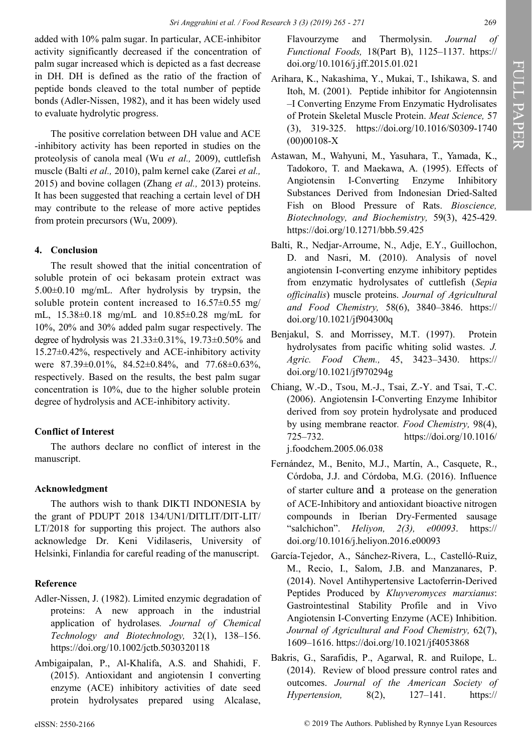added with 10% palm sugar. In particular, ACE-inhibitor activity significantly decreased if the concentration of palm sugar increased which is depicted as a fast decrease in DH. DH is defined as the ratio of the fraction of peptide bonds cleaved to the total number of peptide bonds (Adler-Nissen, 1982), and it has been widely used to evaluate hydrolytic progress.

The positive correlation between DH value and ACE -inhibitory activity has been reported in studies on the proteolysis of canola meal (Wu *et al.,* 2009), cuttlefish muscle (Balti *et al.,* 2010), palm kernel cake (Zarei *et al.,* 2015) and bovine collagen (Zhang *et al.,* 2013) proteins. It has been suggested that reaching a certain level of DH may contribute to the release of more active peptides from protein precursors (Wu, 2009).

## 4. Conclusion

The result showed that the initial concentration of soluble protein of oci bekasam protein extract was 5.00±0.10 mg/mL. After hydrolysis by trypsin, the soluble protein content increased to 16.57±0.55 mg/mL, 15.38±0.18 mg/mL and 10.85±0.28 mg/mL for 10%, 20% and 30% added palm sugar respectively. The degree of hydrolysis was 21.33±0.31%, 19.73±0.50% and 15.27±0.42%, respectively and ACE-inhibitory activity were 87.39±0.01%, 84.52±0.84%, and 77.68±0.63%, respectively. Based on the results, the best palm sugar concentration is 10%, due to the higher soluble protein degree of hydrolysis and ACE-inhibitory activity.

### Conflict of Interest

The authors declare no conflict of interest in the manuscript.

### Acknowledgment

The authors wish to thank DIKTI INDONESIA by the grant of PDUPT 2018 134/UN1/DITLIT/DIT-LIT/LT/2018 for supporting this project. The authors also acknowledge Dr. Keni Vidilaseris, University of Helsinki, Finlandia for careful reading of the manuscript.

### Reference

Adler-Nissen, J. (1982). Limited enzymic degradation of proteins: A new approach in the industrial application of hydrolases*. Journal of Chemical Technology and Biotechnology,* 32(1), 138–156. https://doi.org/10.1002/jctb.5030320118

Ambigaipalan, P., Al-Khalifa, A.S. and Shahidi, F. (2015). Antioxidant and angiotensin I converting enzyme (ACE) inhibitory activities of date seed protein hydrolysates prepared using Alcalase, Flavourzyme and Thermolysin. *Journal of Functional Foods,* 18(Part B), 1125–1137. https://doi.org/10.1016/j.jff.2015.01.021

Arihara, K., Nakashima, Y., Mukai, T., Ishikawa, S. and Itoh, M. (2001). Peptide inhibitor for Angiotennsin –I Converting Enzyme From Enzymatic Hydrolisates of Protein Skeletal Muscle Protein. *Meat Science,* 57 (3), 319-325. https://doi.org/10.1016/S0309-1740(00)00108-X

Astawan, M., Wahyuni, M., Yasuhara, T., Yamada, K., Tadokoro, T. and Maekawa, A. (1995). Effects of Angiotensin I-Converting Enzyme Inhibitory Substances Derived from Indonesian Dried-Salted Fish on Blood Pressure of Rats. *Bioscience, Biotechnology, and Biochemistry,* 59(3), 425-429. https://doi.org/10.1271/bbb.59.425

Balti, R., Nedjar-Arroume, N., Adje, E.Y., Guillochon, D. and Nasri, M. (2010). Analysis of novel angiotensin I-converting enzyme inhibitory peptides from enzymatic hydrolysates of cuttlefish (*Sepia officinalis*) muscle proteins. *Journal of Agricultural and Food Chemistry,* 58(6), 3840–3846. https://doi.org/10.1021/jf904300q

Benjakul, S. and Morrissey, M.T. (1997). Protein hydrolysates from pacific whiting solid wastes. *J. Agric. Food Chem.,* 45, 3423–3430. https://doi.org/10.1021/jf970294g

Chiang, W.-D., Tsou, M.-J., Tsai, Z.-Y. and Tsai, T.-C. (2006). Angiotensin I-Converting Enzyme Inhibitor derived from soy protein hydrolysate and produced by using membrane reactor*. Food Chemistry,* 98(4), 725–732. https://doi.org/10.1016/j.foodchem.2005.06.038

Fernández, M., Benito, M.J., Martín, A., Casquete, R., Córdoba, J.J. and Córdoba, M.G. (2016). Influence of starter culture and a protease on the generation of ACE-Inhibitory and antioxidant bioactive nitrogen compounds in Iberian Dry-Fermented sausage "salchichon". *Heliyon, 2(3), e00093*. https://doi.org/10.1016/j.heliyon.2016.e00093

García-Tejedor, A., Sánchez-Rivera, L., Castelló-Ruiz, M., Recio, I., Salom, J.B. and Manzanares, P. (2014). Novel Antihypertensive Lactoferrin-Derived Peptides Produced by *Kluyveromyces marxianus*: Gastrointestinal Stability Profile and in Vivo Angiotensin I-Converting Enzyme (ACE) Inhibition. *Journal of Agricultural and Food Chemistry,* 62(7), 1609–1616. https://doi.org/10.1021/jf4053868

Bakris, G., Sarafidis, P., Agarwal, R. and Ruilope, L. (2014). Review of blood pressure control rates and outcomes. *Journal of the American Society of Hypertension,* 8(2), 127–141. https://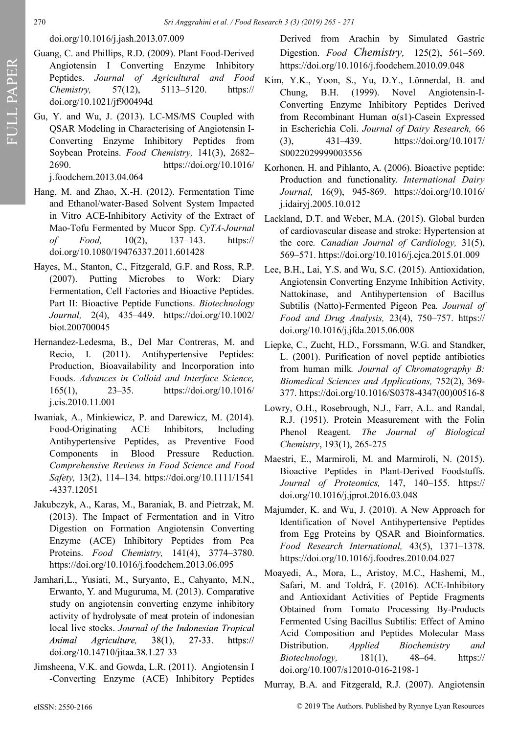doi.org/10.1016/j.jash.2013.07.009

Guang, C. and Phillips, R.D. (2009). Plant Food-Derived Angiotensin I Converting Enzyme Inhibitory Peptides. *Journal of Agricultural and Food Chemistry,* 57(12), 5113–5120. https://doi.org/10.1021/jf900494d

Gu, Y. and Wu, J. (2013). LC-MS/MS Coupled with QSAR Modeling in Characterising of Angiotensin I-Converting Enzyme Inhibitory Peptides from Soybean Proteins. *Food Chemistry,* 141(3), 2682–2690. https://doi.org/10.1016/j.foodchem.2013.04.064

Hang, M. and Zhao, X.-H. (2012). Fermentation Time and Ethanol/water-Based Solvent System Impacted in Vitro ACE-Inhibitory Activity of the Extract of Mao-Tofu Fermented by Mucor Spp. *CyTA-Journal of Food,* 10(2), 137–143. https://doi.org/10.1080/19476337.2011.601428

Hayes, M., Stanton, C., Fitzgerald, G.F. and Ross, R.P. (2007). Putting Microbes to Work: Diary Fermentation, Cell Factories and Bioactive Peptides. Part II: Bioactive Peptide Functions. *Biotechnology Journal,* 2(4), 435–449. https://doi.org/10.1002/biot.200700045

Hernandez-Ledesma, B., Del Mar Contreras, M. and Recio, I. (2011). Antihypertensive Peptides: Production, Bioavailability and Incorporation into Foods. *Advances in Colloid and Interface Science,* 165(1), 23–35. https://doi.org/10.1016/j.cis.2010.11.001

Iwaniak, A., Minkiewicz, P. and Darewicz, M. (2014). Food-Originating ACE Inhibitors, Including Antihypertensive Peptides, as Preventive Food Components in Blood Pressure Reduction. *Comprehensive Reviews in Food Science and Food Safety,* 13(2), 114–134. https://doi.org/10.1111/1541-4337.12051

Jakubczyk, A., Karas, M., Baraniak, B. and Pietrzak, M. (2013). The Impact of Fermentation and in Vitro Digestion on Formation Angiotensin Converting Enzyme (ACE) Inhibitory Peptides from Pea Proteins. *Food Chemistry,* 141(4), 3774–3780. https://doi.org/10.1016/j.foodchem.2013.06.095

Jamhari,L., Yusiati, M., Suryanto, E., Cahyanto, M.N., Erwanto, Y. and Muguruma, M. (2013). Comparative study on angiotensin converting enzyme inhibitory activity of hydrolysate of meat protein of indonesian local live stocks. *Journal of the Indonesian Tropical Animal Agriculture,* 38(1), 27-33. https://doi.org/10.14710/jitaa.38.1.27-33

Jimsheena, V.K. and Gowda, L.R. (2011). Angiotensin I-Converting Enzyme (ACE) Inhibitory Peptides Derived from Arachin by Simulated Gastric Digestion. *Food Chemistry,* 125(2), 561–569. https://doi.org/10.1016/j.foodchem.2010.09.048

Kim, Y.K., Yoon, S., Yu, D.Y., Lönnerdal, B. and Chung, B.H. (1999). Novel Angiotensin-I-Converting Enzyme Inhibitory Peptides Derived from Recombinant Human α(s1)-Casein Expressed in Escherichia Coli. *Journal of Dairy Research,* 66 (3), 431–439. https://doi.org/10.1017/S0022029999003556

Korhonen, H. and Pihlanto, A. (2006). Bioactive peptide: Production and functionality. *International Dairy Journal,* 16(9), 945-869. https://doi.org/10.1016/j.idairyj.2005.10.012

Lackland, D.T. and Weber, M.A. (2015). Global burden of cardiovascular disease and stroke: Hypertension at the core. *Canadian Journal of Cardiology,* 31(5), 569–571. https://doi.org/10.1016/j.cjca.2015.01.009

Lee, B.H., Lai, Y.S. and Wu, S.C. (2015). Antioxidation, Angiotensin Converting Enzyme Inhibition Activity, Nattokinase, and Antihypertension of Bacillus Subtilis (Natto)-Fermented Pigeon Pea. *Journal of Food and Drug Analysis,* 23(4), 750–757. https://doi.org/10.1016/j.jfda.2015.06.008

Liepke, C., Zucht, H.D., Forssmann, W.G. and Standker, L. (2001). Purification of novel peptide antibiotics from human milk. *Journal of Chromatography B: Biomedical Sciences and Applications,* 752(2), 369-377. https://doi.org/10.1016/S0378-4347(00)00516-8

Lowry, O.H., Rosebrough, N.J., Farr, A.L. and Randal, R.J. (1951). Protein Measurement with the Folin Phenol Reagent. *The Journal of Biological Chemistry*, 193(1), 265-275

Maestri, E., Marmiroli, M. and Marmiroli, N. (2015). Bioactive Peptides in Plant-Derived Foodstuffs. *Journal of Proteomics,* 147, 140–155. https://doi.org/10.1016/j.jprot.2016.03.048

Majumder, K. and Wu, J. (2010). A New Approach for Identification of Novel Antihypertensive Peptides from Egg Proteins by QSAR and Bioinformatics. *Food Research International,* 43(5), 1371–1378. https://doi.org/10.1016/j.foodres.2010.04.027

Moayedi, A., Mora, L., Aristoy, M.C., Hashemi, M., Safari, M. and Toldrá, F. (2016). ACE-Inhibitory and Antioxidant Activities of Peptide Fragments Obtained from Tomato Processing By-Products Fermented Using Bacillus Subtilis: Effect of Amino Acid Composition and Peptides Molecular Mass Distribution. *Applied Biochemistry and Biotechnology,* 181(1), 48–64. https://doi.org/10.1007/s12010-016-2198-1

Murray, B.A. and Fitzgerald, R.J. (2007). Angiotensin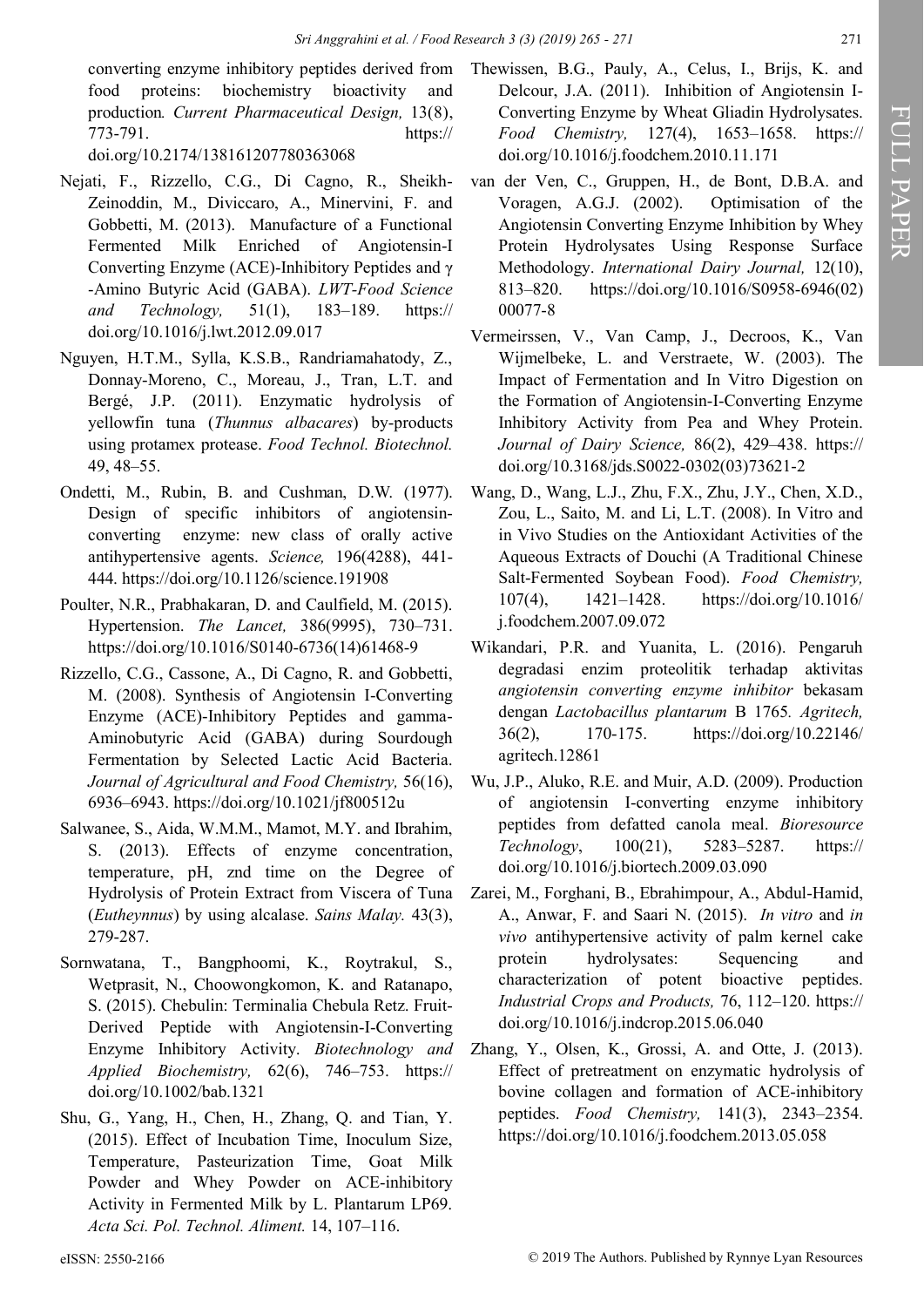converting enzyme inhibitory peptides derived from food proteins: biochemistry bioactivity and production. *Current Pharmaceutical Design,* 13(8), 773-791. https://doi.org/10.2174/138161207780363068

Nejati, F., Rizzello, C.G., Di Cagno, R., Sheikh-Zeinoddin, M., Diviccaro, A., Minervini, F. and Gobbetti, M. (2013). Manufacture of a Functional Fermented Milk Enriched of Angiotensin-I Converting Enzyme (ACE)-Inhibitory Peptides and γ -Amino Butyric Acid (GABA). *LWT-Food Science and Technology,* 51(1), 183–189. https://doi.org/10.1016/j.lwt.2012.09.017

Nguyen, H.T.M., Sylla, K.S.B., Randriamahatody, Z., Donnay-Moreno, C., Moreau, J., Tran, L.T. and Bergé, J.P. (2011). Enzymatic hydrolysis of yellowfin tuna (*Thunnus albacares*) by-products using protamex protease. *Food Technol. Biotechnol.* 49, 48–55.

Ondetti, M., Rubin, B. and Cushman, D.W. (1977). Design of specific inhibitors of angiotensin-converting enzyme: new class of orally active antihypertensive agents. *Science,* 196(4288), 441-444. https://doi.org/10.1126/science.191908

Poulter, N.R., Prabhakaran, D. and Caulfield, M. (2015). Hypertension. *The Lancet,* 386(9995), 730–731. https://doi.org/10.1016/S0140-6736(14)61468-9

Rizzello, C.G., Cassone, A., Di Cagno, R. and Gobbetti, M. (2008). Synthesis of Angiotensin I-Converting Enzyme (ACE)-Inhibitory Peptides and gamma-Aminobutyric Acid (GABA) during Sourdough Fermentation by Selected Lactic Acid Bacteria. *Journal of Agricultural and Food Chemistry,* 56(16), 6936–6943. https://doi.org/10.1021/jf800512u

Salwanee, S., Aida, W.M.M., Mamot, M.Y. and Ibrahim, S. (2013). Effects of enzyme concentration, temperature, pH, znd time on the Degree of Hydrolysis of Protein Extract from Viscera of Tuna (*Eutheynnus*) by using alcalase. *Sains Malay.* 43(3), 279-287.

Sornwatana, T., Bangphoomi, K., Roytrakul, S., Wetprasit, N., Choowongkomon, K. and Ratanapo, S. (2015). Chebulin: Terminalia Chebula Retz. Fruit-Derived Peptide with Angiotensin-I-Converting Enzyme Inhibitory Activity. *Biotechnology and Applied Biochemistry,* 62(6), 746–753. https://doi.org/10.1002/bab.1321

Shu, G., Yang, H., Chen, H., Zhang, Q. and Tian, Y. (2015). Effect of Incubation Time, Inoculum Size, Temperature, Pasteurization Time, Goat Milk Powder and Whey Powder on ACE-inhibitory Activity in Fermented Milk by L. Plantarum LP69. *Acta Sci. Pol. Technol. Aliment.* 14, 107–116.

Thewissen, B.G., Pauly, A., Celus, I., Brijs, K. and Delcour, J.A. (2011). Inhibition of Angiotensin I-Converting Enzyme by Wheat Gliadin Hydrolysates. *Food Chemistry,* 127(4), 1653–1658. https://doi.org/10.1016/j.foodchem.2010.11.171

van der Ven, C., Gruppen, H., de Bont, D.B.A. and Voragen, A.G.J. (2002). Optimisation of the Angiotensin Converting Enzyme Inhibition by Whey Protein Hydrolysates Using Response Surface Methodology. *International Dairy Journal,* 12(10), 813–820. https://doi.org/10.1016/S0958-6946(02)00077-8

Vermeirssen, V., Van Camp, J., Decroos, K., Van Wijmelbeke, L. and Verstraete, W. (2003). The Impact of Fermentation and In Vitro Digestion on the Formation of Angiotensin-I-Converting Enzyme Inhibitory Activity from Pea and Whey Protein. *Journal of Dairy Science,* 86(2), 429–438. https://doi.org/10.3168/jds.S0022-0302(03)73621-2

Wang, D., Wang, L.J., Zhu, F.X., Zhu, J.Y., Chen, X.D., Zou, L., Saito, M. and Li, L.T. (2008). In Vitro and in Vivo Studies on the Antioxidant Activities of the Aqueous Extracts of Douchi (A Traditional Chinese Salt-Fermented Soybean Food). *Food Chemistry,* 107(4), 1421–1428. https://doi.org/10.1016/j.foodchem.2007.09.072

Wikandari, P.R. and Yuanita, L. (2016). Pengaruh degradasi enzim proteolitik terhadap aktivitas *angiotensin converting enzyme inhibitor* bekasam dengan *Lactobacillus plantarum* B 1765*. Agritech,* 36(2), 170-175. https://doi.org/10.22146/agritech.12861

Wu, J.P., Aluko, R.E. and Muir, A.D. (2009). Production of angiotensin I-converting enzyme inhibitory peptides from defatted canola meal. *Bioresource Technology*, 100(21), 5283–5287. https://doi.org/10.1016/j.biortech.2009.03.090

Zarei, M., Forghani, B., Ebrahimpour, A., Abdul-Hamid, A., Anwar, F. and Saari N. (2015). *In vitro* and *in vivo* antihypertensive activity of palm kernel cake protein hydrolysates: Sequencing and characterization of potent bioactive peptides. *Industrial Crops and Products,* 76, 112–120. https://doi.org/10.1016/j.indcrop.2015.06.040

Zhang, Y., Olsen, K., Grossi, A. and Otte, J. (2013). Effect of pretreatment on enzymatic hydrolysis of bovine collagen and formation of ACE-inhibitory peptides. *Food Chemistry,* 141(3), 2343–2354. https://doi.org/10.1016/j.foodchem.2013.05.058